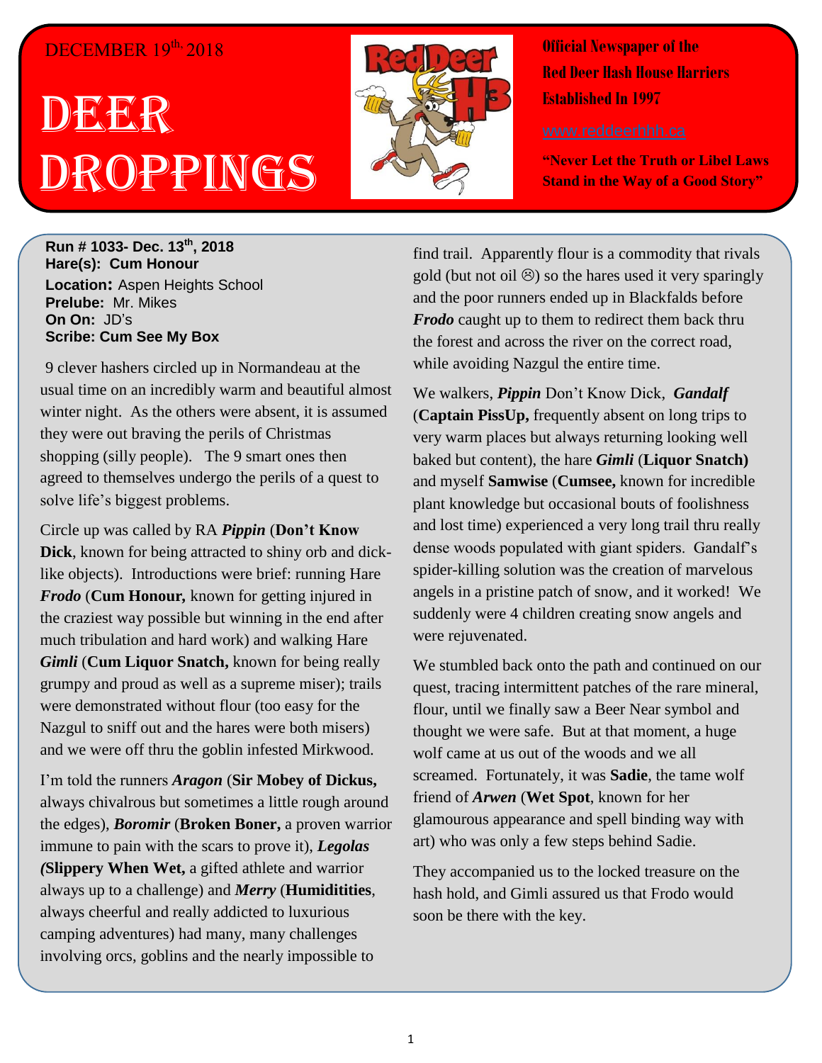DECEMBER 19th, 2018

# DEER DROPPINGS

**Official Newspaper of the Red Deer Hash House Harriers Established In 1997**

www.reddeerhhh.ca

**"Never Let the Truth or Libel Laws Stand in the Way of a Good Story"**

**Run # 1033- Dec. 13th, 2018**
**Hare(s): Cum Honour**
**Location:** Aspen Heights School
**Prelube:** Mr. Mikes
**On On:** JD's
**Scribe: Cum See My Box**

9 clever hashers circled up in Normandeau at the usual time on an incredibly warm and beautiful almost winter night. As the others were absent, it is assumed they were out braving the perils of Christmas shopping (silly people). The 9 smart ones then agreed to themselves undergo the perils of a quest to solve life's biggest problems.

Circle up was called by RA ***Pippin*** (**Don't Know Dick**, known for being attracted to shiny orb and dick-like objects). Introductions were brief: running Hare ***Frodo*** (**Cum Honour,** known for getting injured in the craziest way possible but winning in the end after much tribulation and hard work) and walking Hare ***Gimli*** (**Cum Liquor Snatch,** known for being really grumpy and proud as well as a supreme miser); trails were demonstrated without flour (too easy for the Nazgul to sniff out and the hares were both misers) and we were off thru the goblin infested Mirkwood.

I'm told the runners ***Aragon*** (**Sir Mobey of Dickus,** always chivalrous but sometimes a little rough around the edges), ***Boromir*** (**Broken Boner,** a proven warrior immune to pain with the scars to prove it), ***Legolas*** ***(*****Slippery When Wet,** a gifted athlete and warrior always up to a challenge) and ***Merry*** (**Humiditities**, always cheerful and really addicted to luxurious camping adventures) had many, many challenges involving orcs, goblins and the nearly impossible to find trail. Apparently flour is a commodity that rivals gold (but not oil ☹) so the hares used it very sparingly and the poor runners ended up in Blackfalds before ***Frodo*** caught up to them to redirect them back thru the forest and across the river on the correct road, while avoiding Nazgul the entire time.

We walkers, ***Pippin*** Don't Know Dick, ***Gandalf*** (**Captain PissUp,** frequently absent on long trips to very warm places but always returning looking well baked but content), the hare ***Gimli*** (**Liquor Snatch)** and myself **Samwise** (**Cumsee,** known for incredible plant knowledge but occasional bouts of foolishness and lost time) experienced a very long trail thru really dense woods populated with giant spiders. Gandalf's spider-killing solution was the creation of marvelous angels in a pristine patch of snow, and it worked! We suddenly were 4 children creating snow angels and were rejuvenated.

We stumbled back onto the path and continued on our quest, tracing intermittent patches of the rare mineral, flour, until we finally saw a Beer Near symbol and thought we were safe. But at that moment, a huge wolf came at us out of the woods and we all screamed. Fortunately, it was **Sadie**, the tame wolf friend of ***Arwen*** (**Wet Spot**, known for her glamourous appearance and spell binding way with art) who was only a few steps behind Sadie.

They accompanied us to the locked treasure on the hash hold, and Gimli assured us that Frodo would soon be there with the key.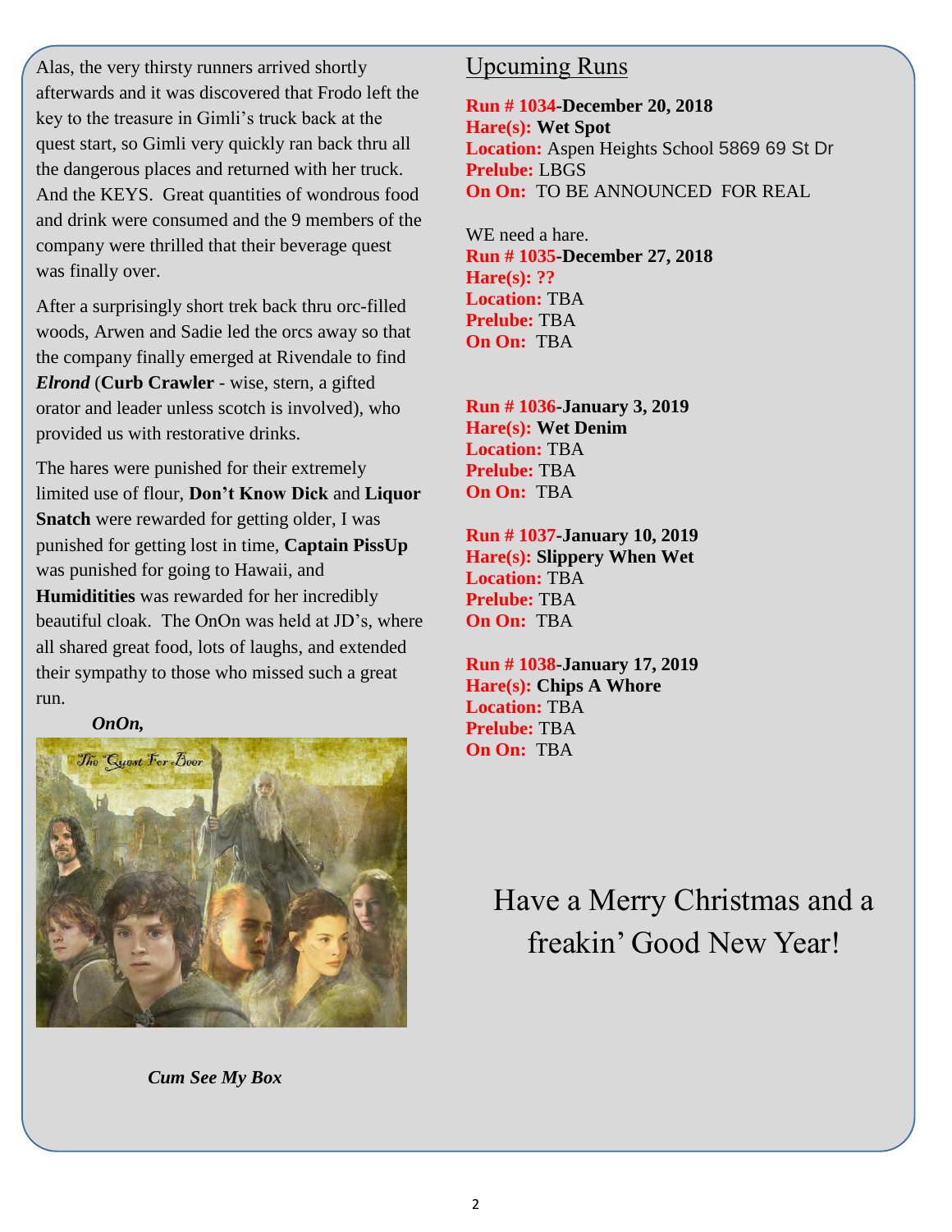Alas, the very thirsty runners arrived shortly afterwards and it was discovered that Frodo left the key to the treasure in Gimli's truck back at the quest start, so Gimli very quickly ran back thru all the dangerous places and returned with her truck. And the KEYS. Great quantities of wondrous food and drink were consumed and the 9 members of the company were thrilled that their beverage quest was finally over.

After a surprisingly short trek back thru orc-filled woods, Arwen and Sadie led the orcs away so that the company finally emerged at Rivendale to find ***Elrond*** (**Curb Crawler** - wise, stern, a gifted orator and leader unless scotch is involved), who provided us with restorative drinks.

The hares were punished for their extremely limited use of flour, **Don't Know Dick** and **Liquor Snatch** were rewarded for getting older, I was punished for getting lost in time, **Captain PissUp** was punished for going to Hawaii, and **Humidititties** was rewarded for her incredibly beautiful cloak. The OnOn was held at JD's, where all shared great food, lots of laughs, and extended their sympathy to those who missed such a great run.

***OnOn,***

***Cum See My Box***

## Upcuming Runs

**Run # 1034-December 20, 2018**
**Hare(s):** **Wet Spot**
**Location:** Aspen Heights School 5869 69 St Dr
**Prelube:** LBGS
**On On:** TO BE ANNOUNCED FOR REAL

WE need a hare.
**Run # 1035-December 27, 2018**
**Hare(s): ??**
**Location:** TBA
**Prelube:** TBA
**On On:** TBA

**Run # 1036-January 3, 2019**
**Hare(s):** **Wet Denim**
**Location:** TBA
**Prelube:** TBA
**On On:** TBA

**Run # 1037-January 10, 2019**
**Hare(s):** **Slippery When Wet**
**Location:** TBA
**Prelube:** TBA
**On On:** TBA

**Run # 1038-January 17, 2019**
**Hare(s):** **Chips A Whore**
**Location:** TBA
**Prelube:** TBA
**On On:** TBA

Have a Merry Christmas and a freakin' Good New Year!